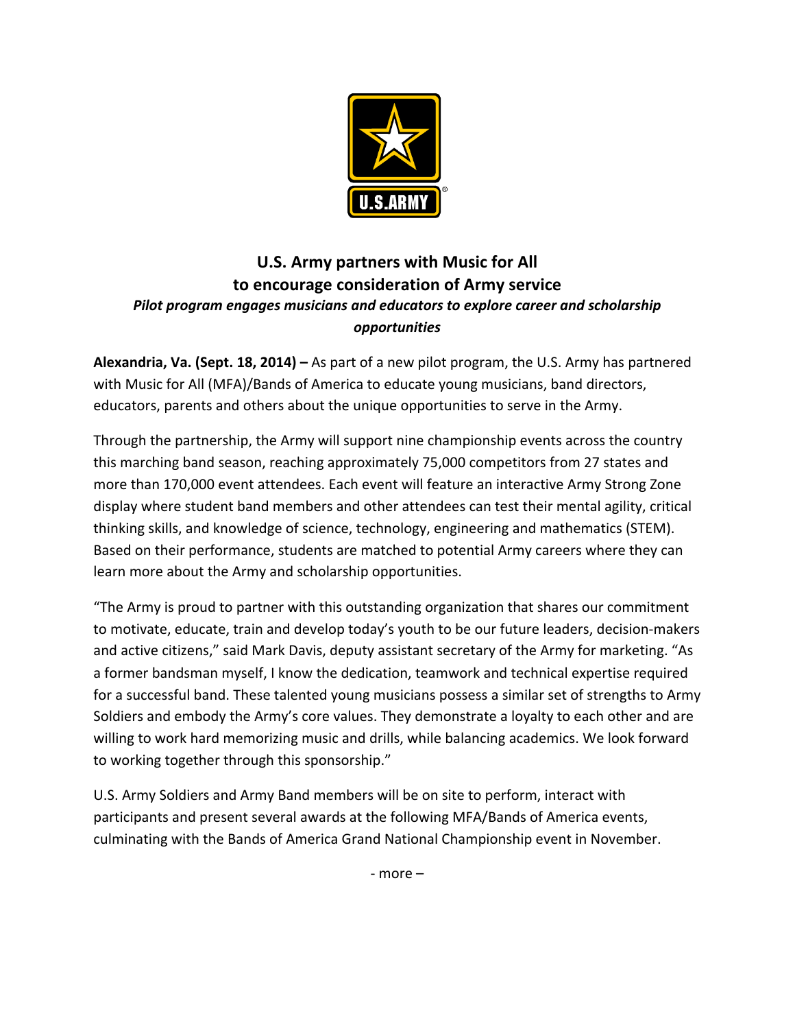# U.S. Army partners with Music for All to encourage consideration of Army service

***Pilot program engages musicians and educators to explore career and scholarship opportunities***

**Alexandria, Va. (Sept. 18, 2014) –** As part of a new pilot program, the U.S. Army has partnered with Music for All (MFA)/Bands of America to educate young musicians, band directors, educators, parents and others about the unique opportunities to serve in the Army.

Through the partnership, the Army will support nine championship events across the country this marching band season, reaching approximately 75,000 competitors from 27 states and more than 170,000 event attendees. Each event will feature an interactive Army Strong Zone display where student band members and other attendees can test their mental agility, critical thinking skills, and knowledge of science, technology, engineering and mathematics (STEM). Based on their performance, students are matched to potential Army careers where they can learn more about the Army and scholarship opportunities.

"The Army is proud to partner with this outstanding organization that shares our commitment to motivate, educate, train and develop today's youth to be our future leaders, decision-makers and active citizens," said Mark Davis, deputy assistant secretary of the Army for marketing. "As a former bandsman myself, I know the dedication, teamwork and technical expertise required for a successful band. These talented young musicians possess a similar set of strengths to Army Soldiers and embody the Army's core values. They demonstrate a loyalty to each other and are willing to work hard memorizing music and drills, while balancing academics. We look forward to working together through this sponsorship."

U.S. Army Soldiers and Army Band members will be on site to perform, interact with participants and present several awards at the following MFA/Bands of America events, culminating with the Bands of America Grand National Championship event in November.

- more –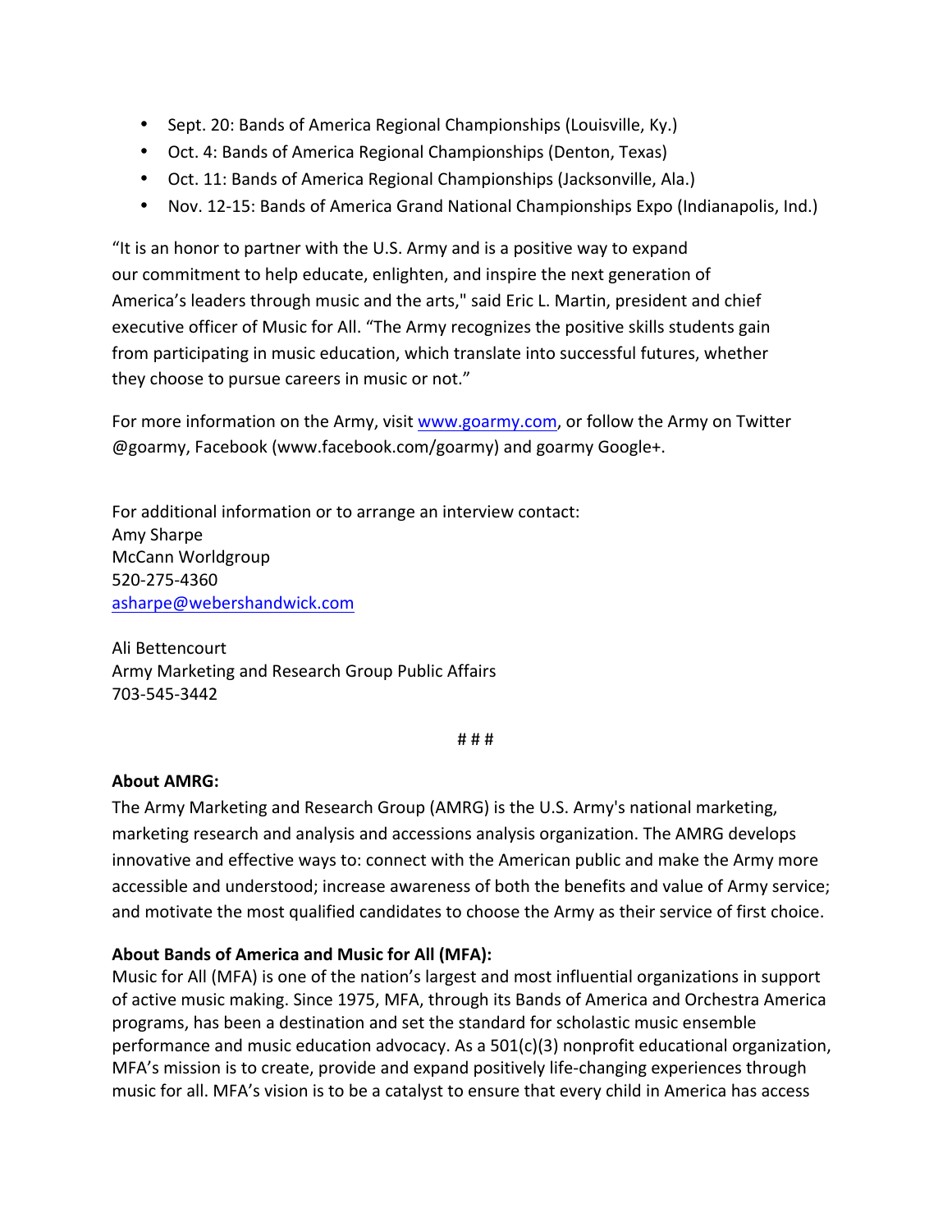- Sept. 20: Bands of America Regional Championships (Louisville, Ky.)
- Oct. 4: Bands of America Regional Championships (Denton, Texas)
- Oct. 11: Bands of America Regional Championships (Jacksonville, Ala.)
- Nov. 12-15: Bands of America Grand National Championships Expo (Indianapolis, Ind.)

"It is an honor to partner with the U.S. Army and is a positive way to expand our commitment to help educate, enlighten, and inspire the next generation of America's leaders through music and the arts," said Eric L. Martin, president and chief executive officer of Music for All. "The Army recognizes the positive skills students gain from participating in music education, which translate into successful futures, whether they choose to pursue careers in music or not."

For more information on the Army, visit www.goarmy.com, or follow the Army on Twitter @goarmy, Facebook (www.facebook.com/goarmy) and goarmy Google+.

For additional information or to arrange an interview contact:
Amy Sharpe
McCann Worldgroup
520-275-4360
asharpe@webershandwick.com

Ali Bettencourt
Army Marketing and Research Group Public Affairs
703-545-3442

# # #

**About AMRG:**
The Army Marketing and Research Group (AMRG) is the U.S. Army's national marketing, marketing research and analysis and accessions analysis organization. The AMRG develops innovative and effective ways to: connect with the American public and make the Army more accessible and understood; increase awareness of both the benefits and value of Army service; and motivate the most qualified candidates to choose the Army as their service of first choice.

**About Bands of America and Music for All (MFA):**
Music for All (MFA) is one of the nation's largest and most influential organizations in support of active music making. Since 1975, MFA, through its Bands of America and Orchestra America programs, has been a destination and set the standard for scholastic music ensemble performance and music education advocacy. As a 501(c)(3) nonprofit educational organization, MFA's mission is to create, provide and expand positively life-changing experiences through music for all. MFA's vision is to be a catalyst to ensure that every child in America has access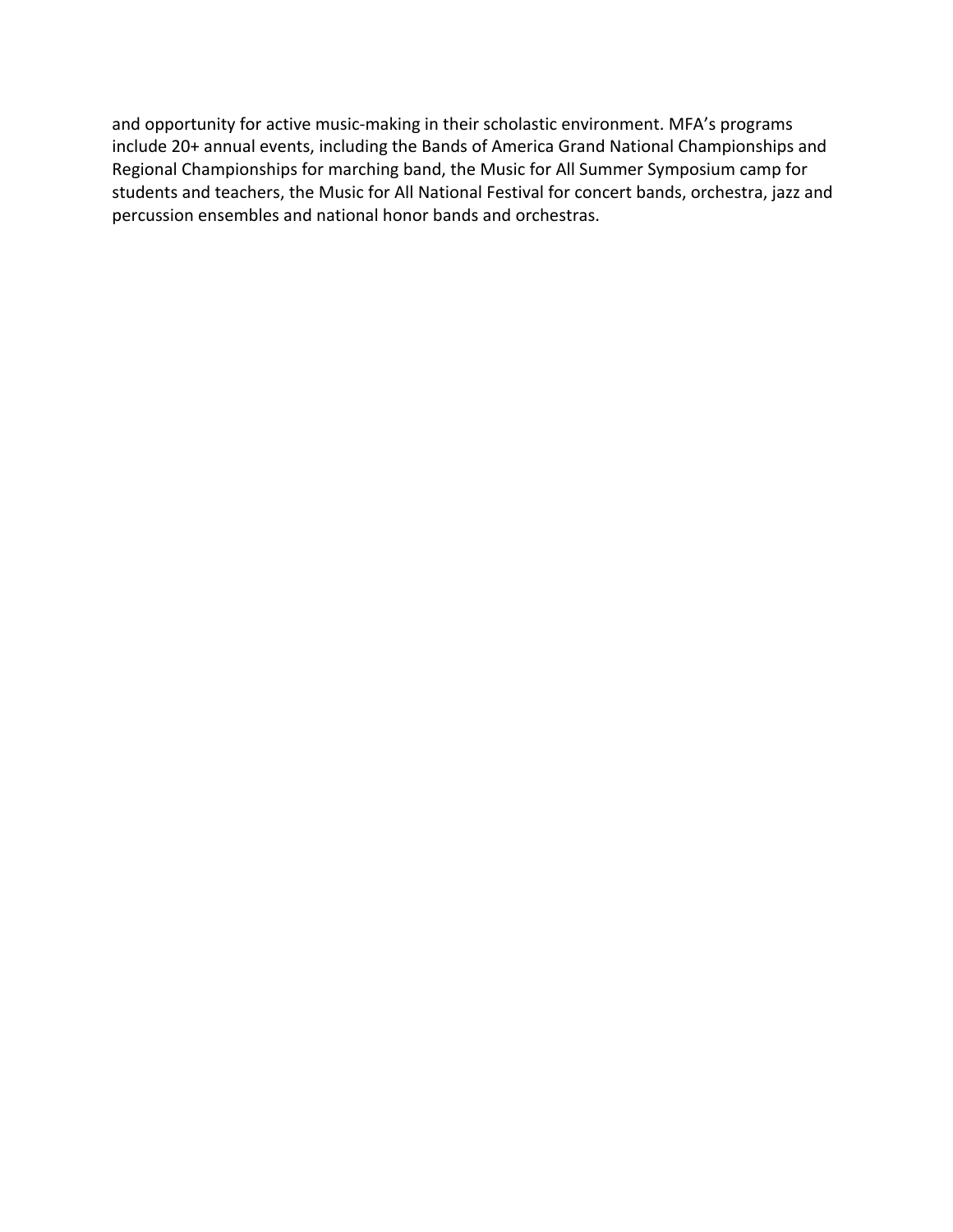and opportunity for active music-making in their scholastic environment. MFA's programs include 20+ annual events, including the Bands of America Grand National Championships and Regional Championships for marching band, the Music for All Summer Symposium camp for students and teachers, the Music for All National Festival for concert bands, orchestra, jazz and percussion ensembles and national honor bands and orchestras.